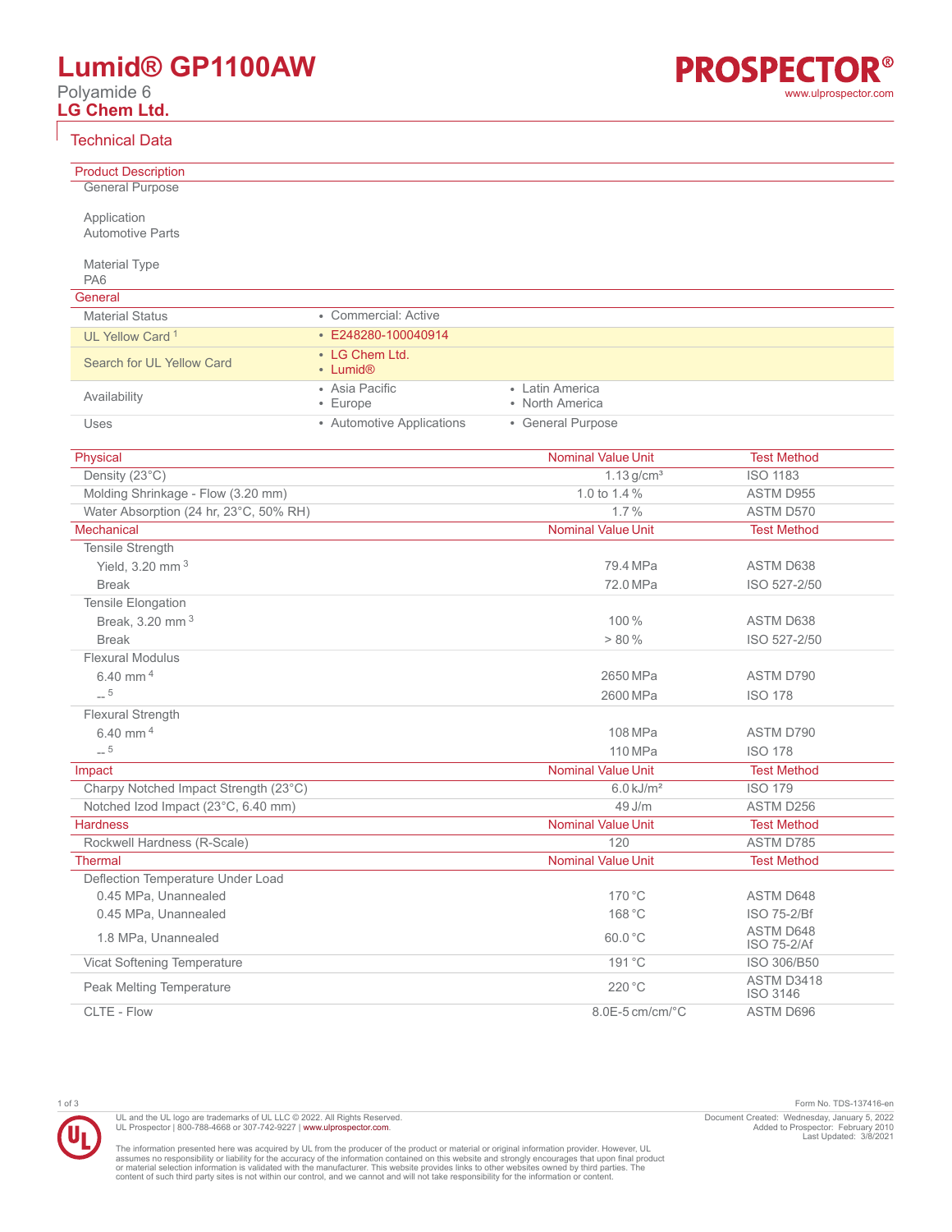# Lumid® GP1100AW

Polyamide 6

**LG Chem Ltd.**

## Technical Data

### Product Description

General Purpose

Application
Automotive Parts

Material Type
PA6

### General

| | | |
|---|---|---|
| Material Status | • Commercial: Active | |
| UL Yellow Card [1] | • E248280-100040914 | |
| Search for UL Yellow Card | • LG Chem Ltd.<br>• Lumid® | |
| Availability | • Asia Pacific<br>• Europe | • Latin America<br>• North America |
| Uses | • Automotive Applications | • General Purpose |

| Physical | Nominal Value Unit | Test Method |
|---|---|---|
| Density (23°C) | 1.13 g/cm³ | ISO 1183 |
| Molding Shrinkage - Flow (3.20 mm) | 1.0 to 1.4 % | ASTM D955 |
| Water Absorption (24 hr, 23°C, 50% RH) | 1.7 % | ASTM D570 |

| Mechanical | Nominal Value Unit | Test Method |
|---|---|---|
| Tensile Strength | | |
| Yield, 3.20 mm [3] | 79.4 MPa | ASTM D638 |
| Break | 72.0 MPa | ISO 527-2/50 |
| Tensile Elongation | | |
| Break, 3.20 mm [3] | 100 % | ASTM D638 |
| Break | > 80 % | ISO 527-2/50 |
| Flexural Modulus | | |
| 6.40 mm [4] | 2650 MPa | ASTM D790 |
| -- [5] | 2600 MPa | ISO 178 |
| Flexural Strength | | |
| 6.40 mm [4] | 108 MPa | ASTM D790 |
| -- [5] | 110 MPa | ISO 178 |

| Impact | Nominal Value Unit | Test Method |
|---|---|---|
| Charpy Notched Impact Strength (23°C) | 6.0 kJ/m² | ISO 179 |
| Notched Izod Impact (23°C, 6.40 mm) | 49 J/m | ASTM D256 |

| Hardness | Nominal Value Unit | Test Method |
|---|---|---|
| Rockwell Hardness (R-Scale) | 120 | ASTM D785 |

| Thermal | Nominal Value Unit | Test Method |
|---|---|---|
| Deflection Temperature Under Load | | |
| 0.45 MPa, Unannealed | 170 °C | ASTM D648 |
| 0.45 MPa, Unannealed | 168 °C | ISO 75-2/Bf |
| 1.8 MPa, Unannealed | 60.0 °C | ASTM D648<br>ISO 75-2/Af |
| Vicat Softening Temperature | 191 °C | ISO 306/B50 |
| Peak Melting Temperature | 220 °C | ASTM D3418<br>ISO 3146 |
| CLTE - Flow | 8.0E-5 cm/cm/°C | ASTM D696 |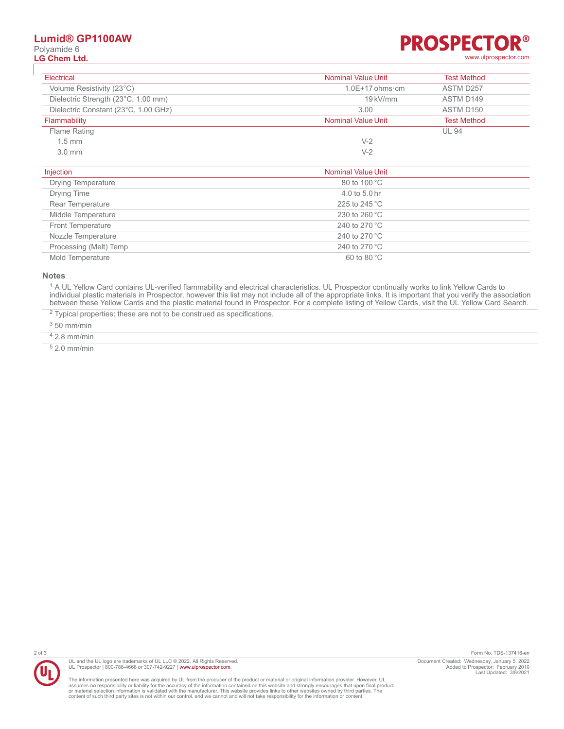| Electrical | Nominal Value | Unit | Test Method |
|---|---|---|---|
| Volume Resistivity (23°C) | 1.0E+17 | ohms·cm | ASTM D257 |
| Dielectric Strength (23°C, 1.00 mm) | 19 | kV/mm | ASTM D149 |
| Dielectric Constant (23°C, 1.00 GHz) | 3.00 | | ASTM D150 |

| Flammability | Nominal Value | Unit | Test Method |
|---|---|---|---|
| Flame Rating | | | UL 94 |
| 1.5 mm | V-2 | | |
| 3.0 mm | V-2 | | |

| Injection | Nominal Value | Unit |
|---|---|---|
| Drying Temperature | 80 to 100 | °C |
| Drying Time | 4.0 to 5.0 | hr |
| Rear Temperature | 225 to 245 | °C |
| Middle Temperature | 230 to 260 | °C |
| Front Temperature | 240 to 270 | °C |
| Nozzle Temperature | 240 to 270 | °C |
| Processing (Melt) Temp | 240 to 270 | °C |
| Mold Temperature | 60 to 80 | °C |

## Notes

[1] A UL Yellow Card contains UL-verified flammability and electrical characteristics. UL Prospector continually works to link Yellow Cards to individual plastic materials in Prospector, however this list may not include all of the appropriate links. It is important that you verify the association between these Yellow Cards and the plastic material found in Prospector. For a complete listing of Yellow Cards, visit the UL Yellow Card Search.

[2] Typical properties: these are not to be construed as specifications.

[3] 50 mm/min

[4] 2.8 mm/min

[5] 2.0 mm/min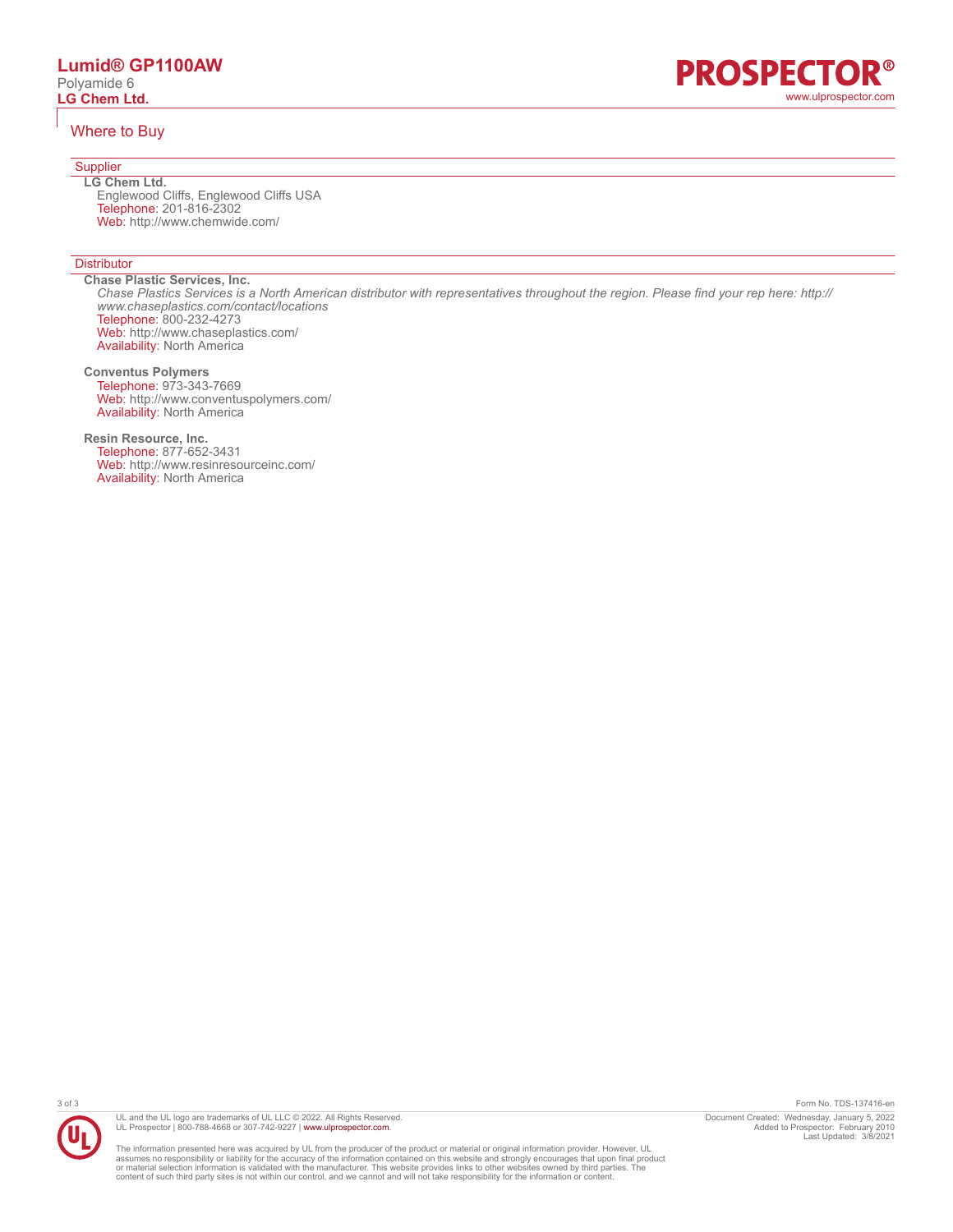## Where to Buy

### Supplier

**LG Chem Ltd.**
Englewood Cliffs, Englewood Cliffs USA
Telephone: 201-816-2302
Web: http://www.chemwide.com/

### Distributor

**Chase Plastic Services, Inc.**
*Chase Plastics Services is a North American distributor with representatives throughout the region. Please find your rep here: http://www.chaseplastics.com/contact/locations*
Telephone: 800-232-4273
Web: http://www.chaseplastics.com/
Availability: North America

**Conventus Polymers**
Telephone: 973-343-7669
Web: http://www.conventuspolymers.com/
Availability: North America

**Resin Resource, Inc.**
Telephone: 877-652-3431
Web: http://www.resinresourceinc.com/
Availability: North America

Form No. TDS-137416-en
Document Created: Wednesday, January 5, 2022
Added to Prospector: February 2010
Last Updated: 3/8/2021

UL and the UL logo are trademarks of UL LLC © 2022. All Rights Reserved.
UL Prospector | 800-788-4668 or 307-742-9227 | www.ulprospector.com.

The information presented here was acquired by UL from the producer of the product or material or original information provider. However, UL assumes no responsibility or liability for the accuracy of the information contained on this website and strongly encourages that upon final product or material selection information is validated with the manufacturer. This website provides links to other websites owned by third parties. The content of such third party sites is not within our control, and we cannot and will not take responsibility for the information or content.